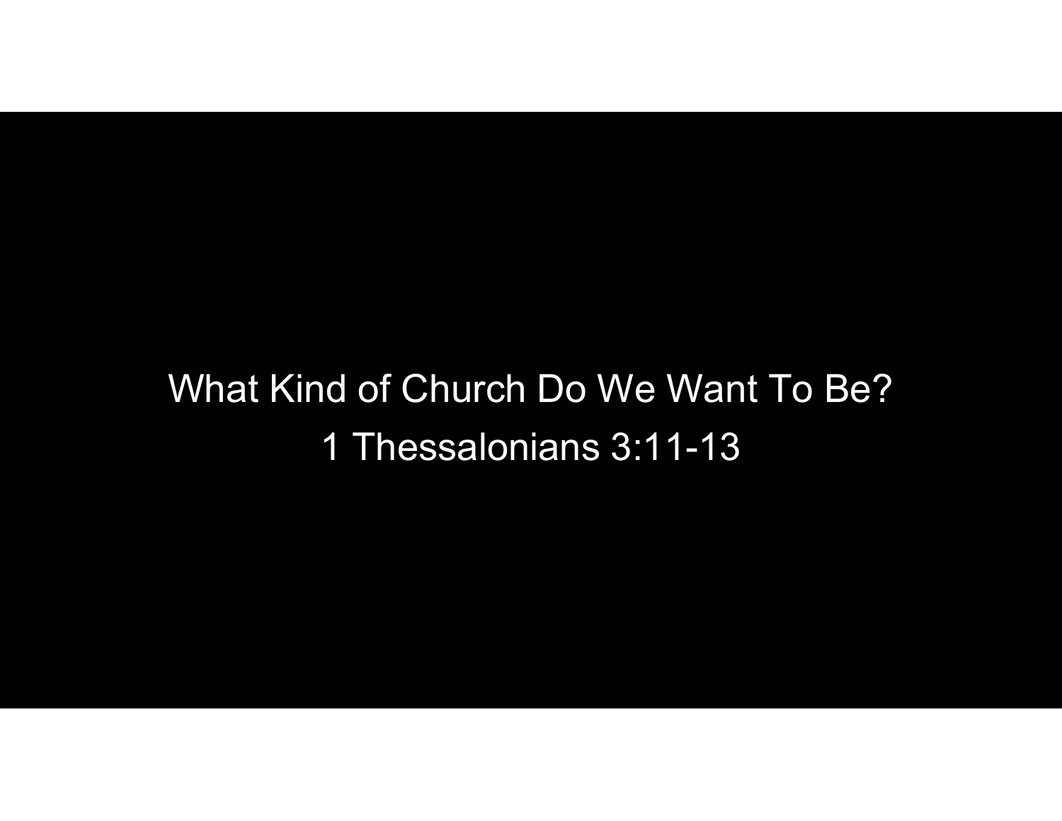# What Kind of Church Do We Want To Be?

## 1 Thessalonians 3:11-13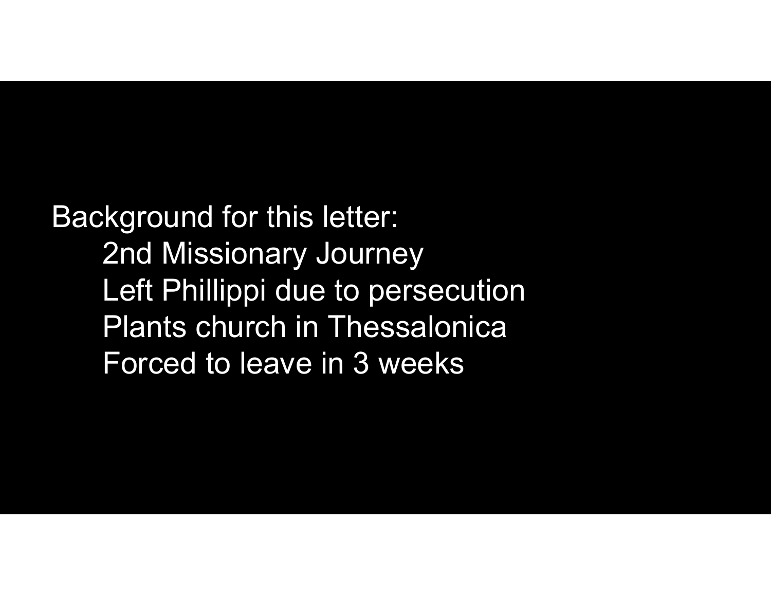Background for this letter:

- 2nd Missionary Journey
- Left Phillippi due to persecution
- Plants church in Thessalonica
- Forced to leave in 3 weeks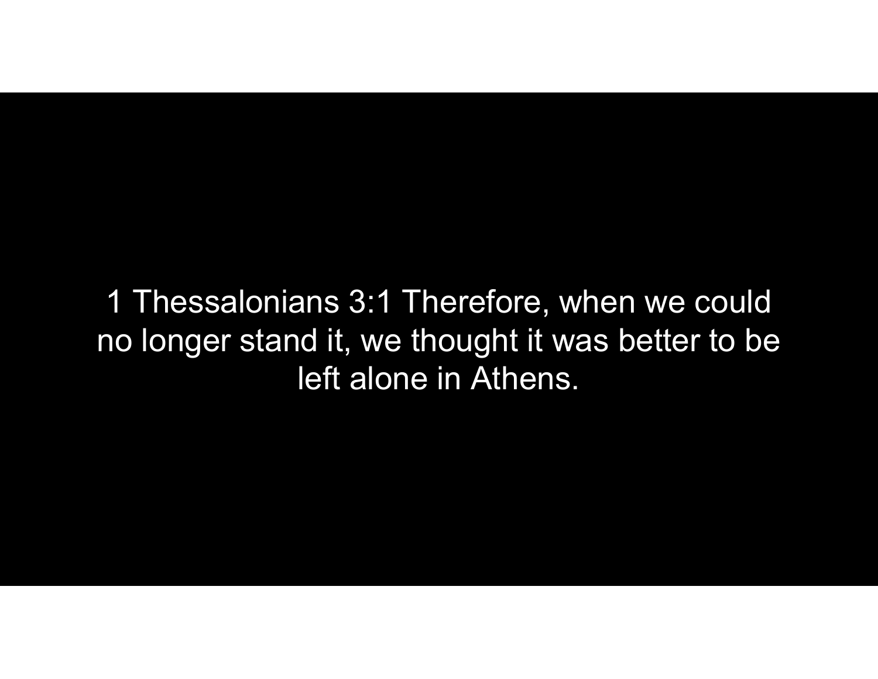1 Thessalonians 3:1 Therefore, when we could no longer stand it, we thought it was better to be left alone in Athens.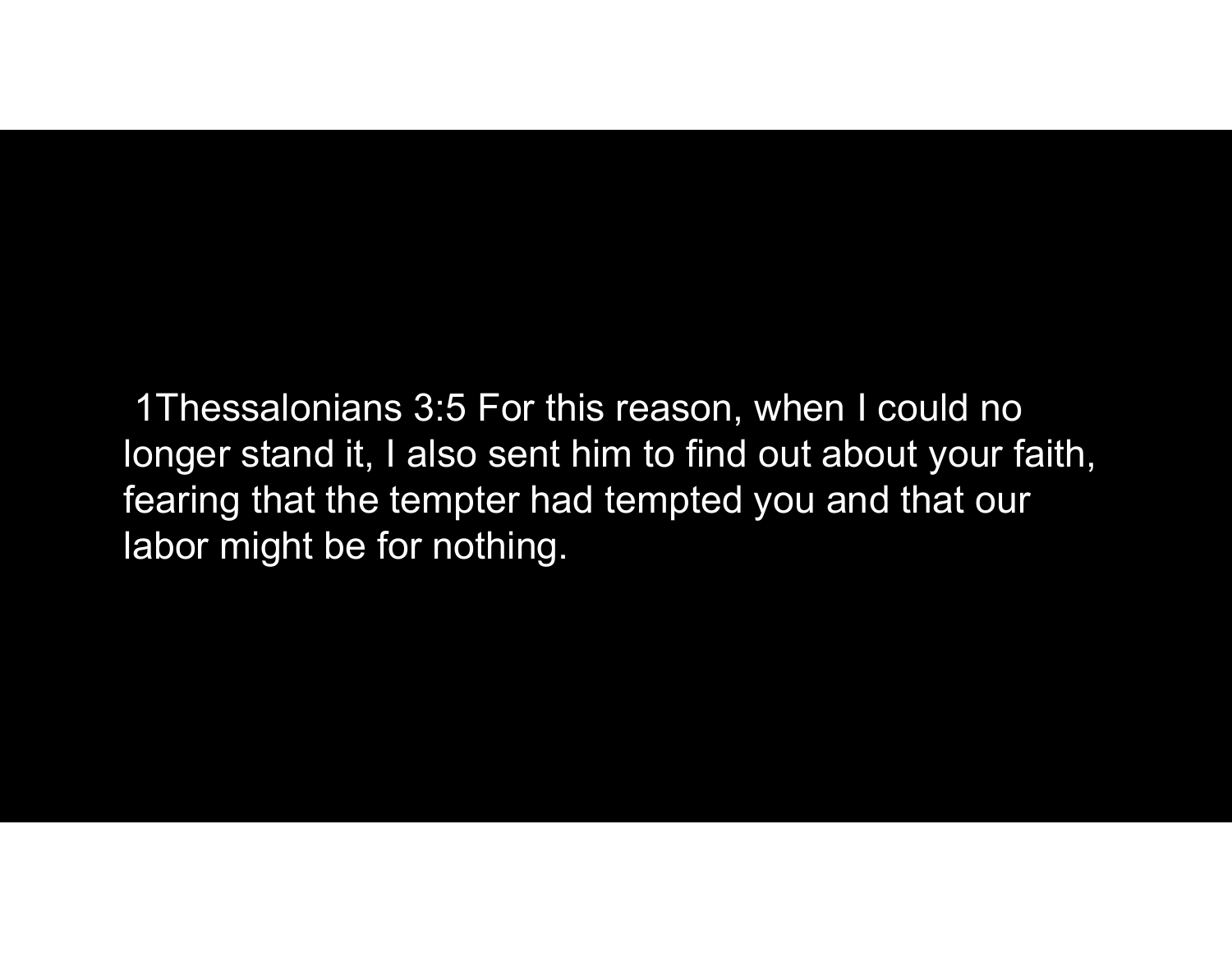1Thessalonians 3:5 For this reason, when I could no longer stand it, I also sent him to find out about your faith, fearing that the tempter had tempted you and that our labor might be for nothing.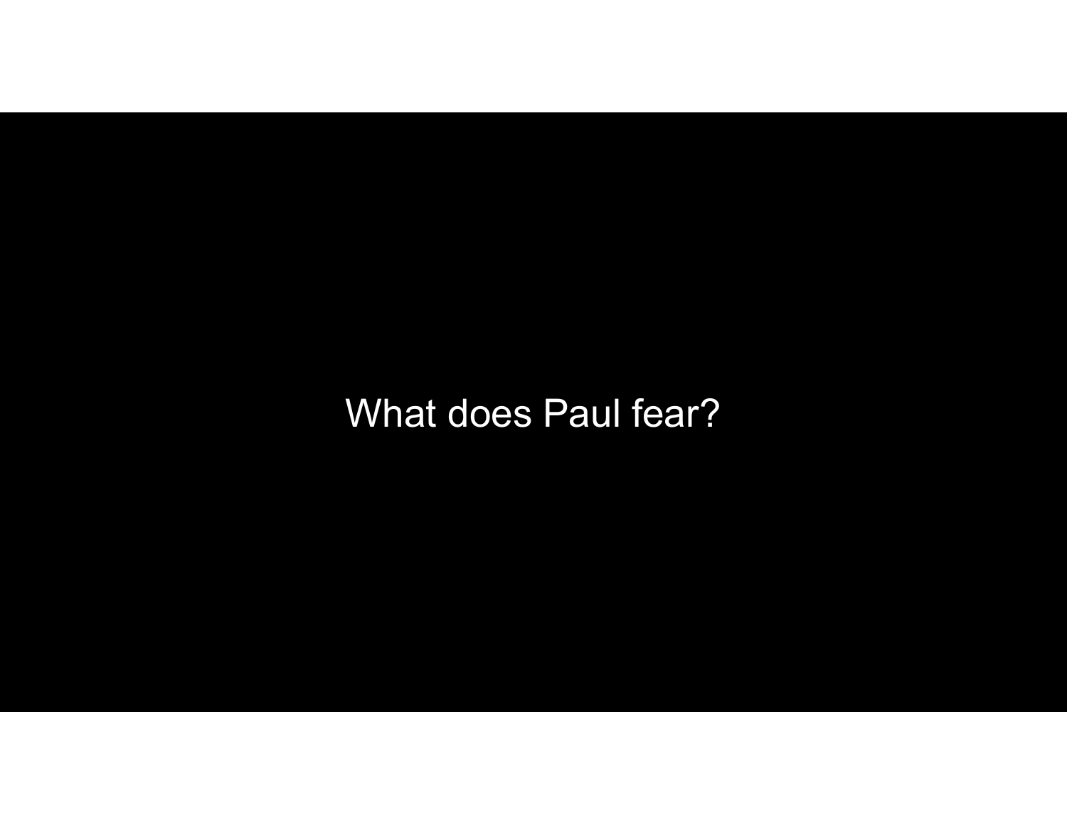What does Paul fear?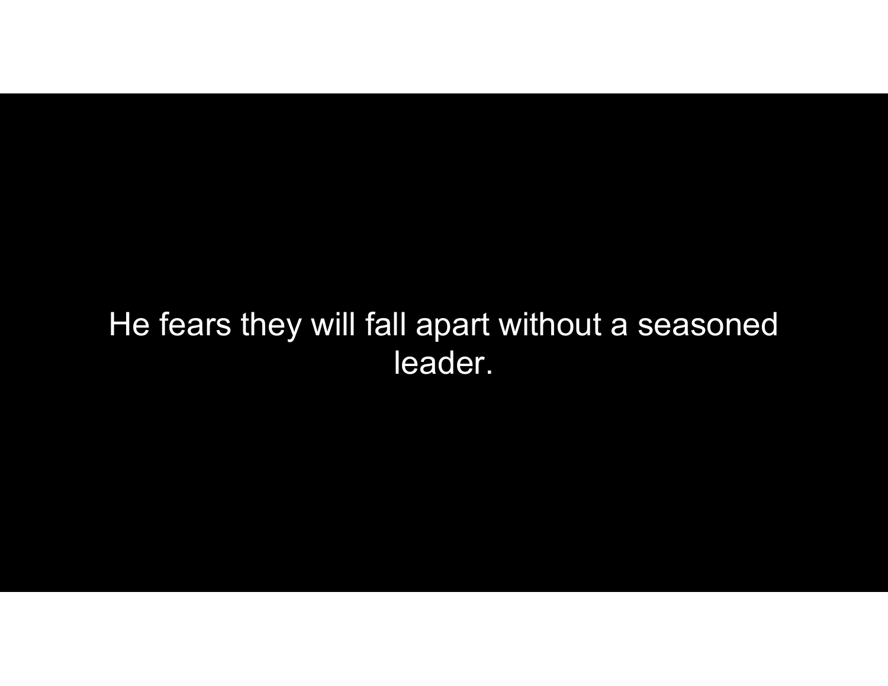He fears they will fall apart without a seasoned leader.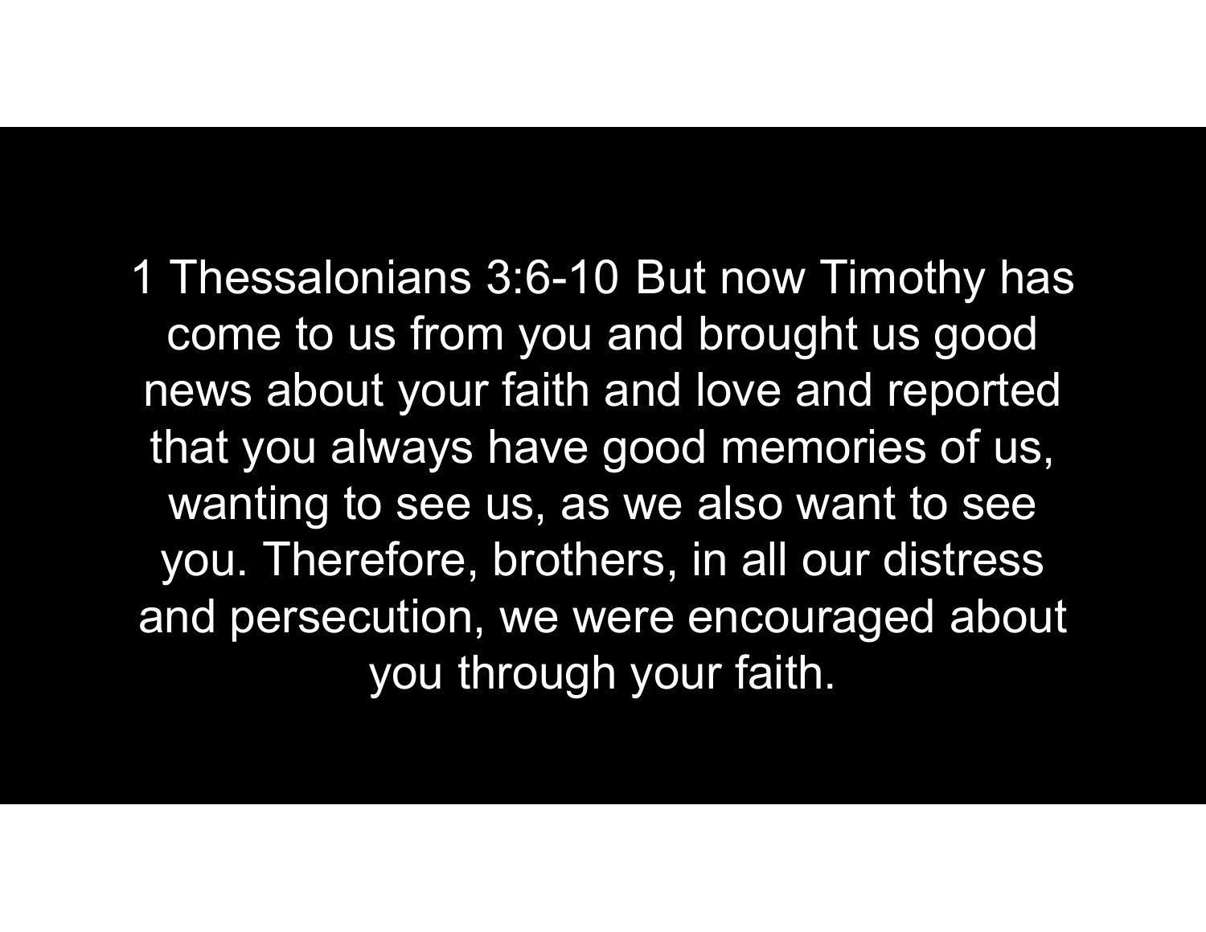1 Thessalonians 3:6-10 But now Timothy has come to us from you and brought us good news about your faith and love and reported that you always have good memories of us, wanting to see us, as we also want to see you. Therefore, brothers, in all our distress and persecution, we were encouraged about you through your faith.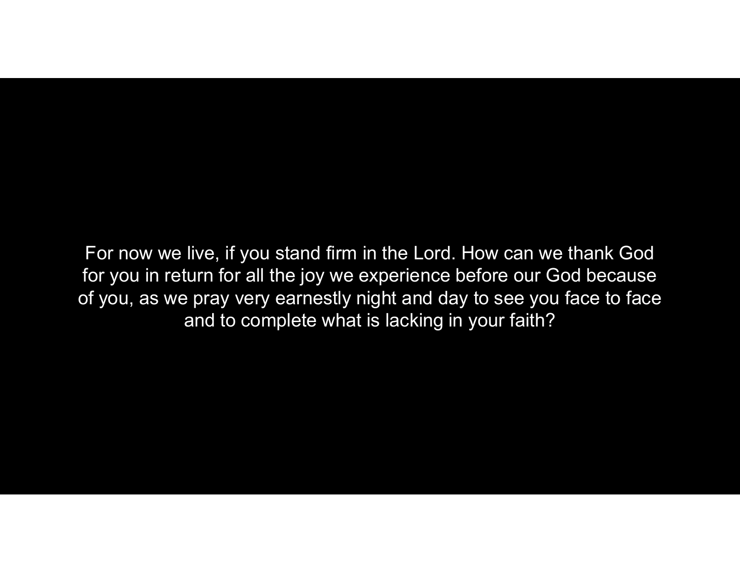For now we live, if you stand firm in the Lord. How can we thank God for you in return for all the joy we experience before our God because of you, as we pray very earnestly night and day to see you face to face and to complete what is lacking in your faith?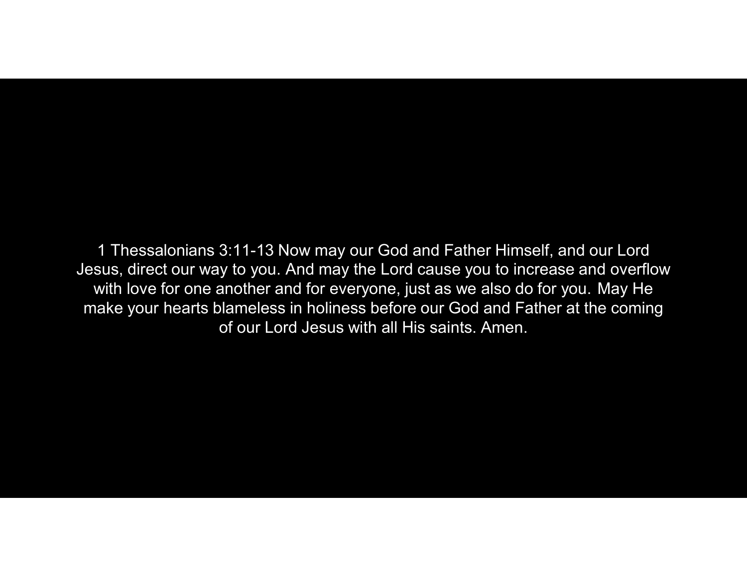1 Thessalonians 3:11-13 Now may our God and Father Himself, and our Lord Jesus, direct our way to you. And may the Lord cause you to increase and overflow with love for one another and for everyone, just as we also do for you. May He make your hearts blameless in holiness before our God and Father at the coming of our Lord Jesus with all His saints. Amen.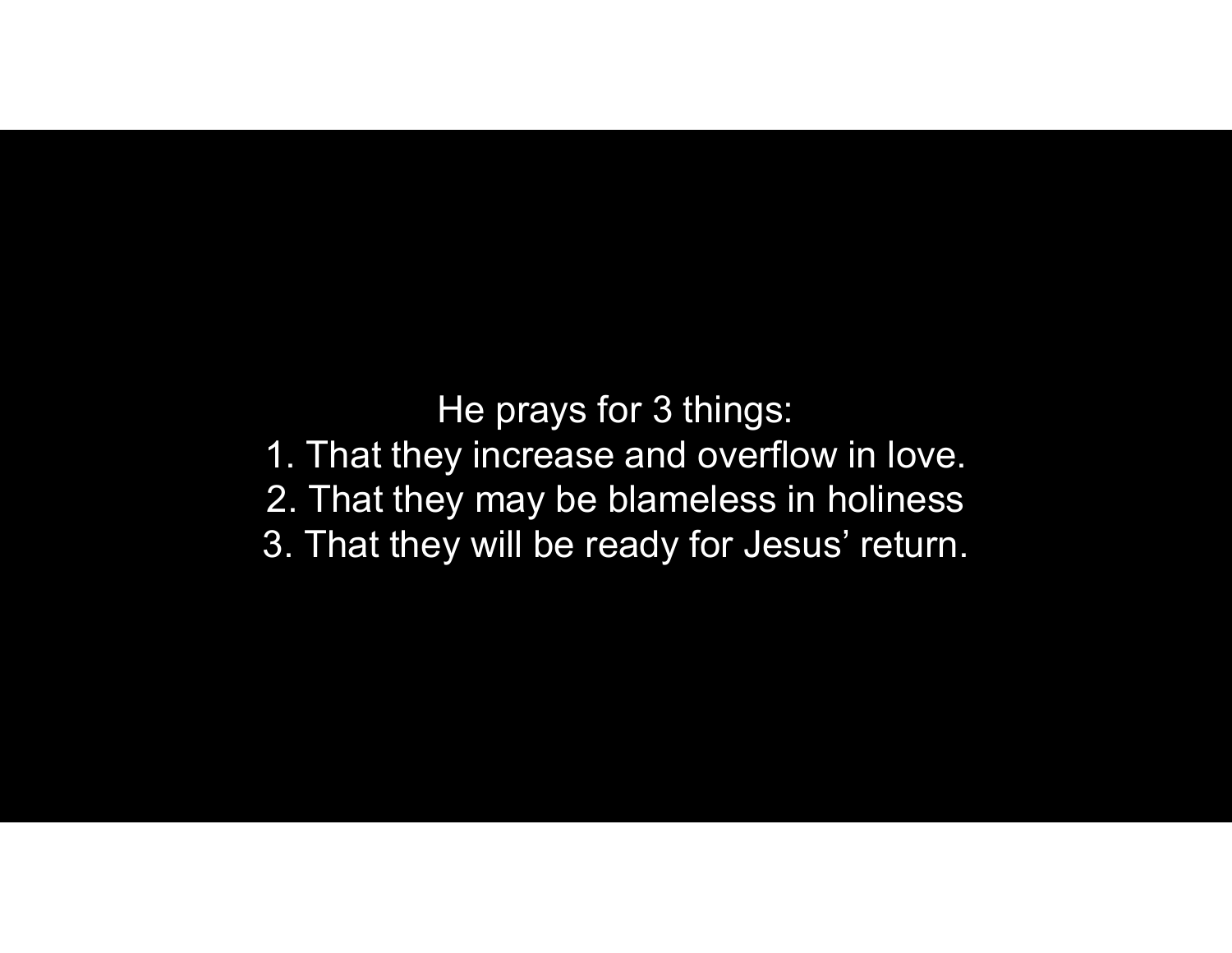He prays for 3 things:

1. That they increase and overflow in love.
2. That they may be blameless in holiness
3. That they will be ready for Jesus' return.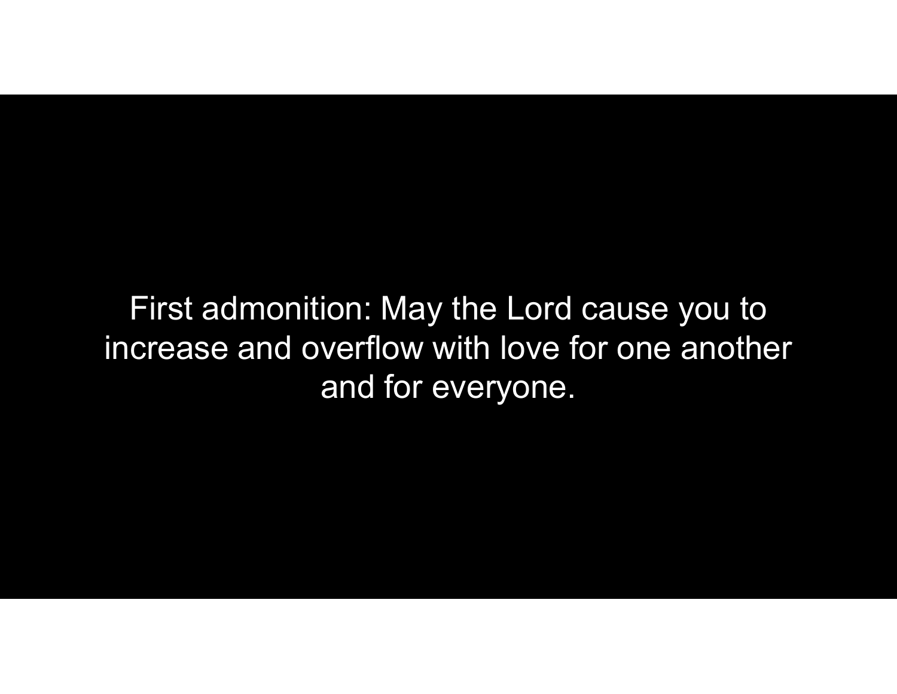First admonition: May the Lord cause you to increase and overflow with love for one another and for everyone.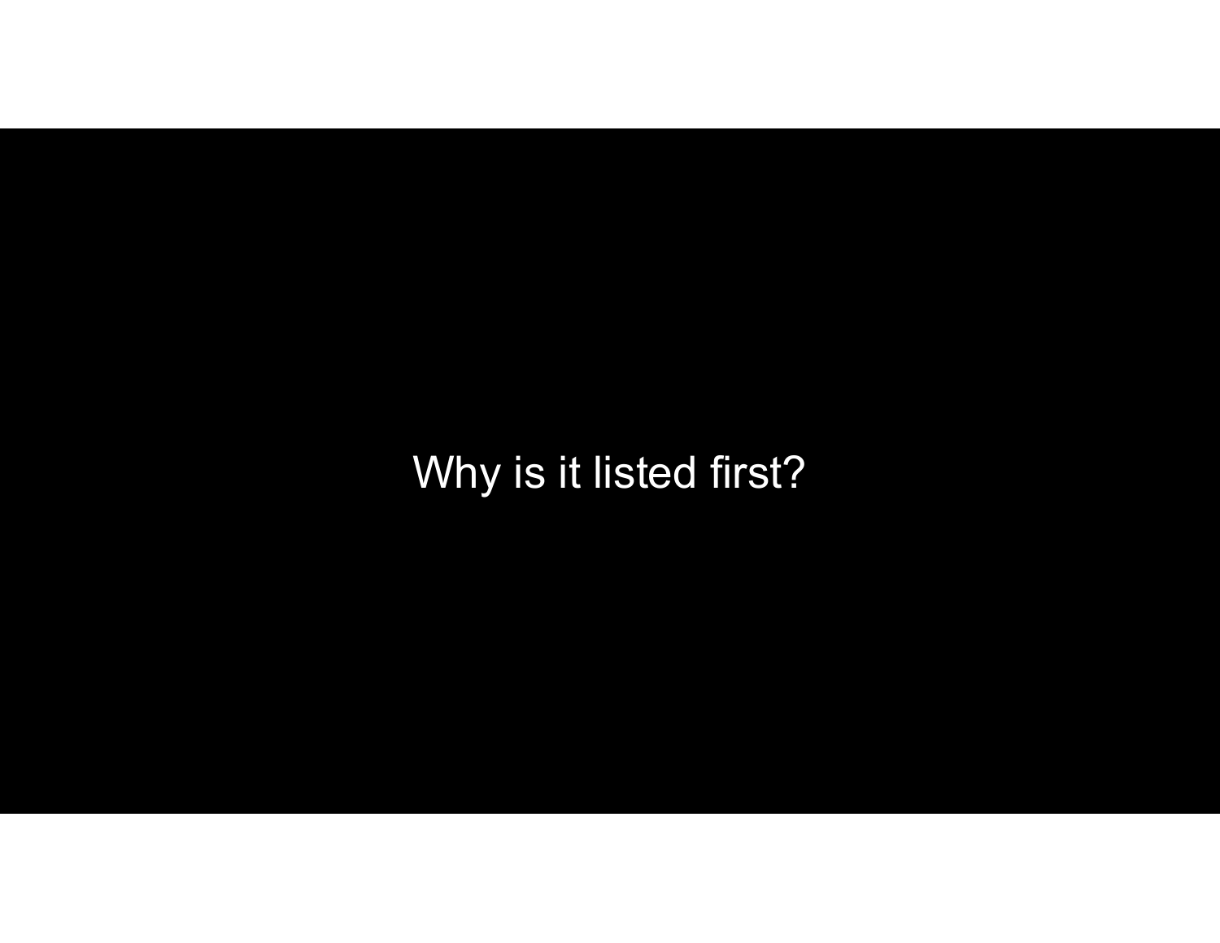Why is it listed first?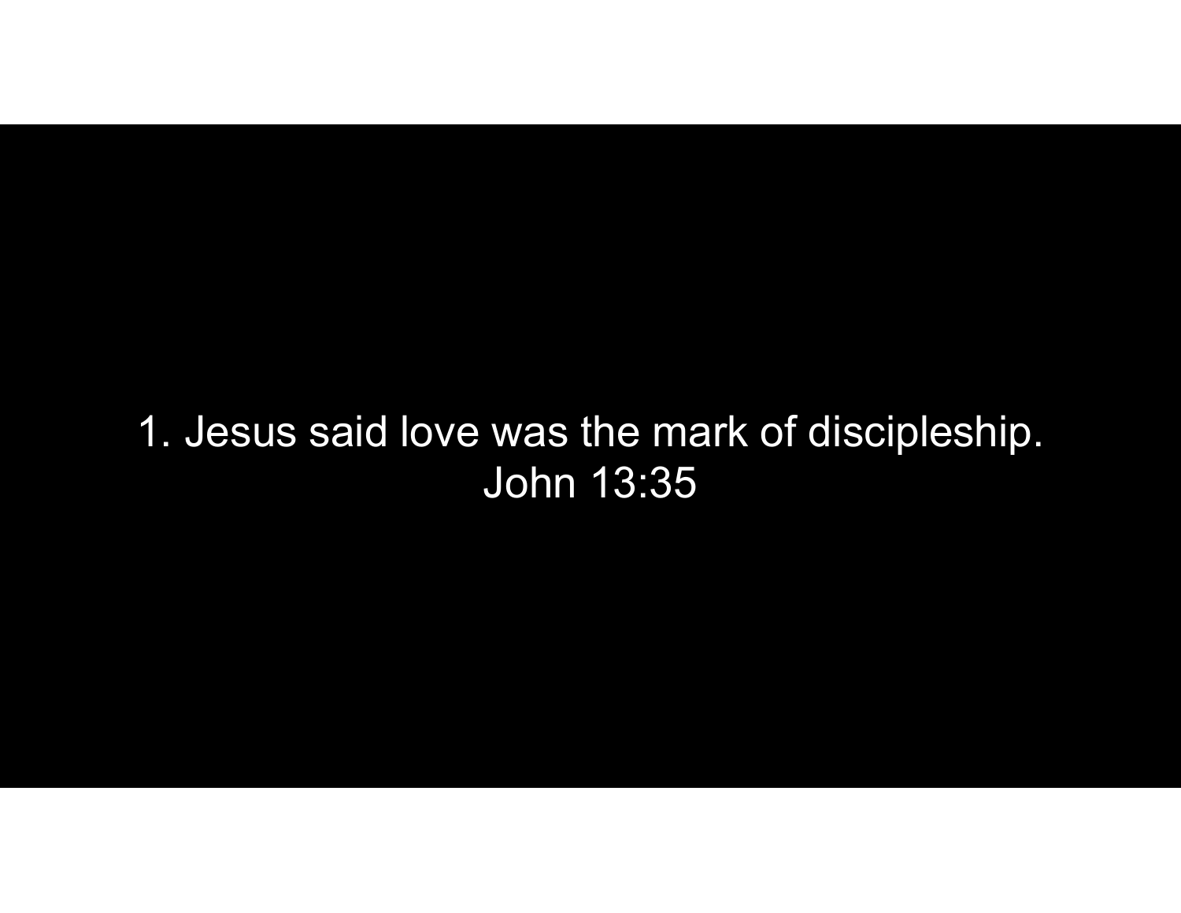1. Jesus said love was the mark of discipleship.
John 13:35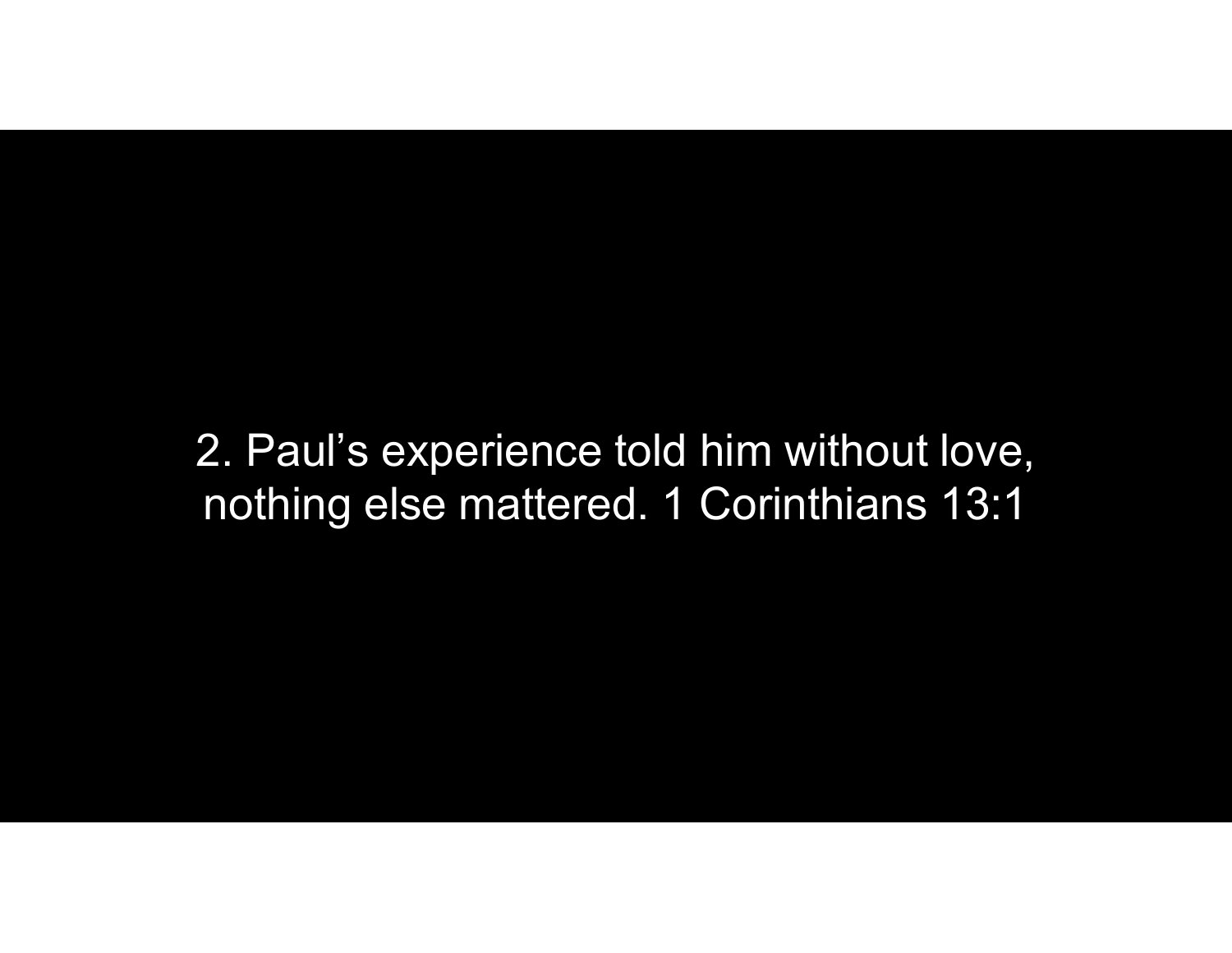2. Paul’s experience told him without love, nothing else mattered. 1 Corinthians 13:1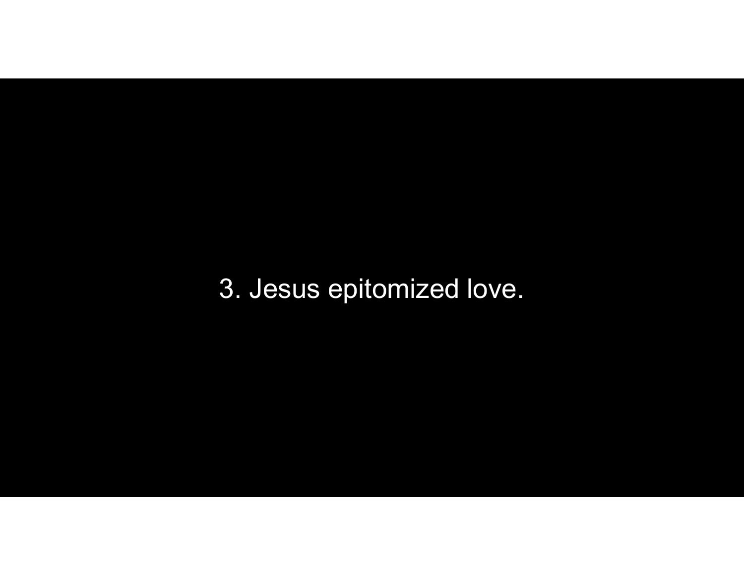3. Jesus epitomized love.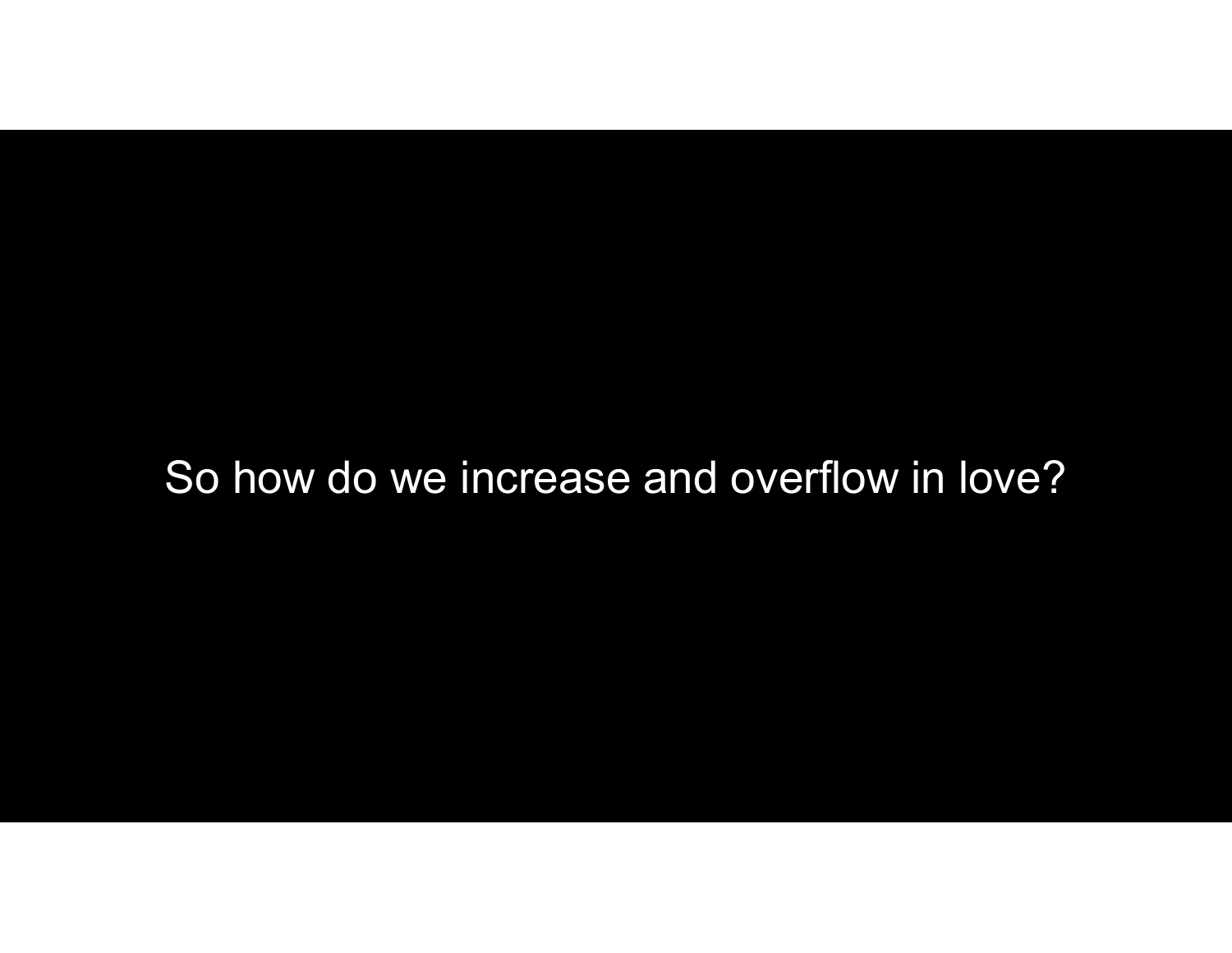So how do we increase and overflow in love?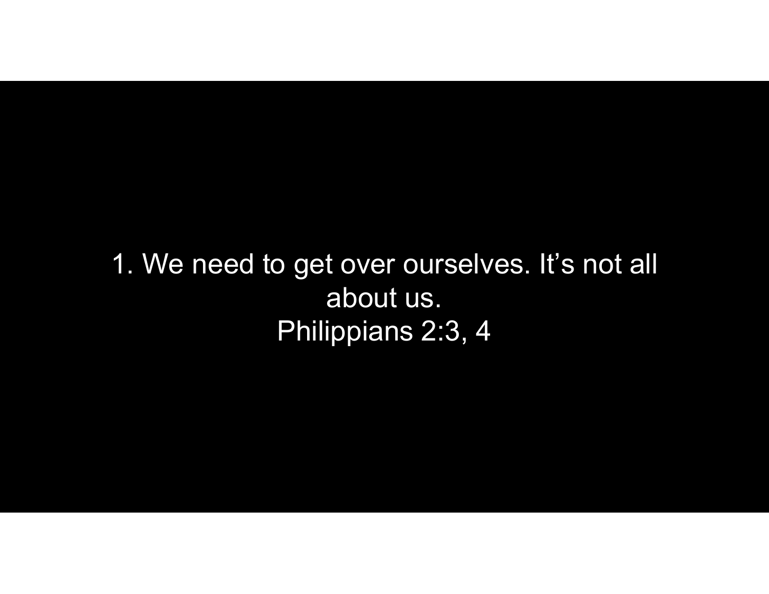1. We need to get over ourselves. It's not all about us.
Philippians 2:3, 4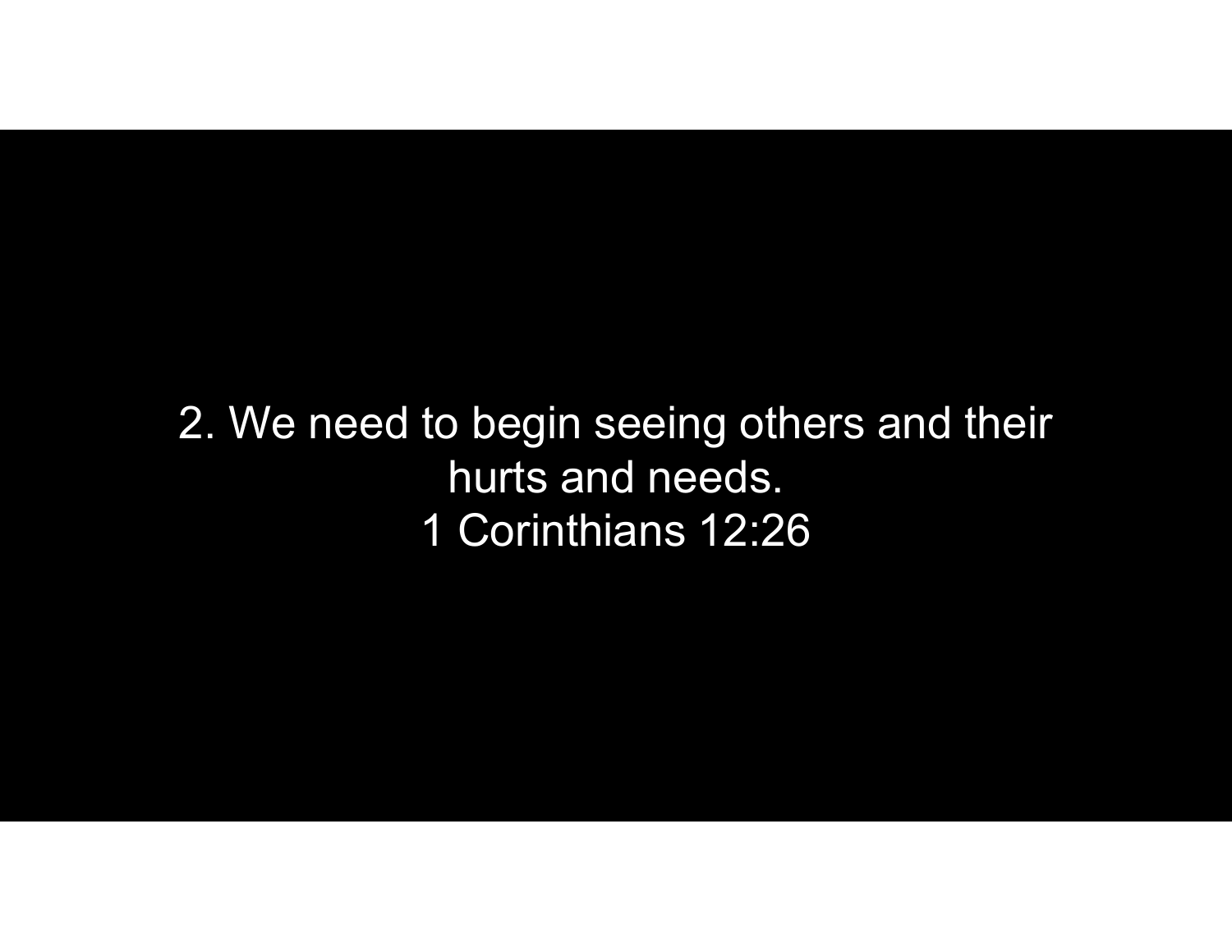2. We need to begin seeing others and their hurts and needs.

1 Corinthians 12:26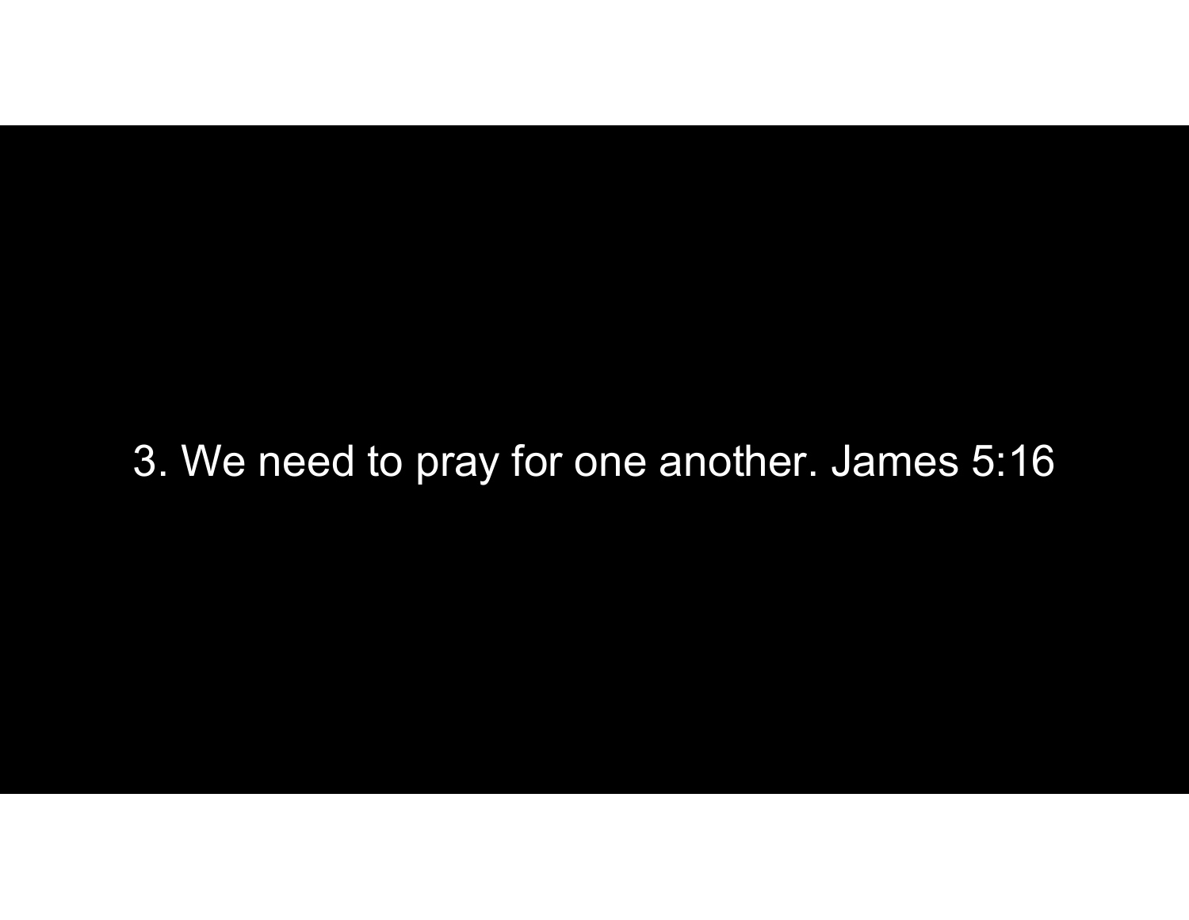3. We need to pray for one another. James 5:16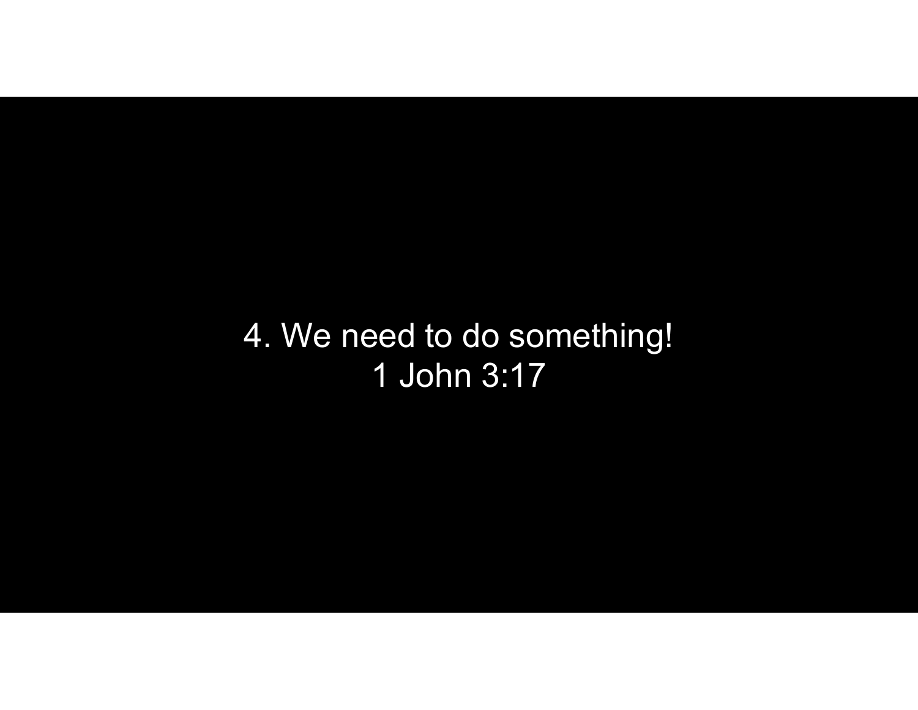4. We need to do something!

1 John 3:17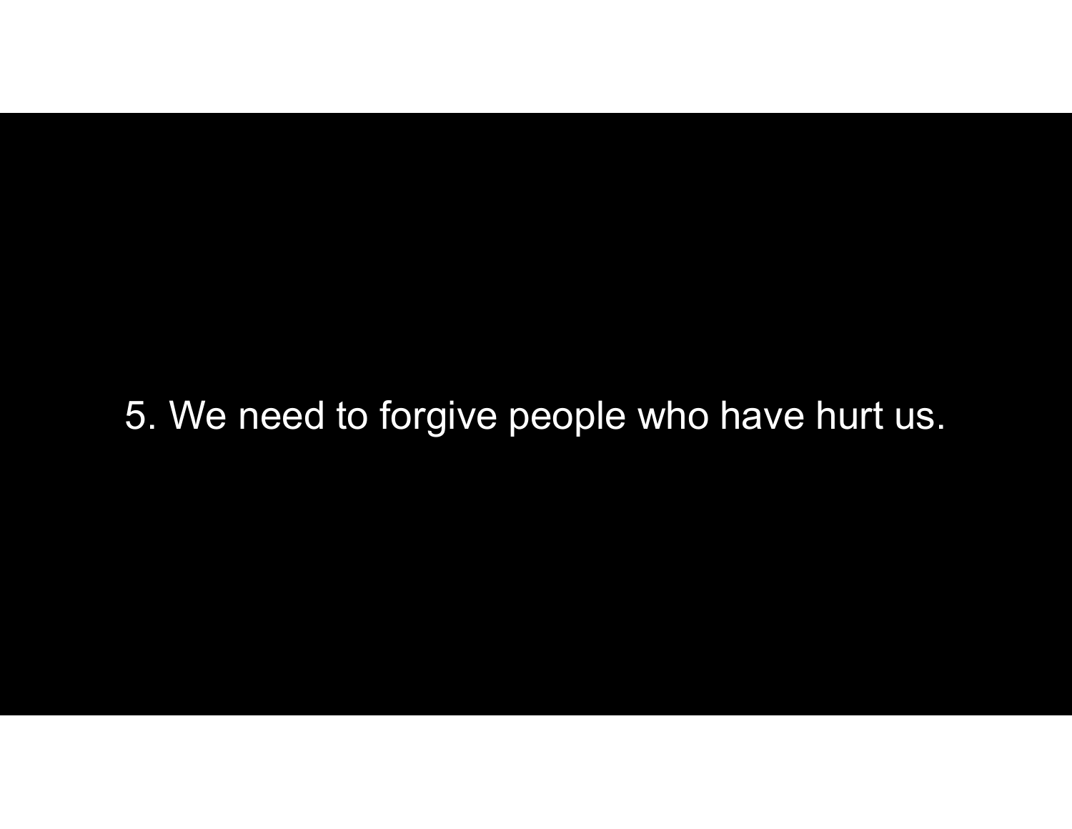5. We need to forgive people who have hurt us.